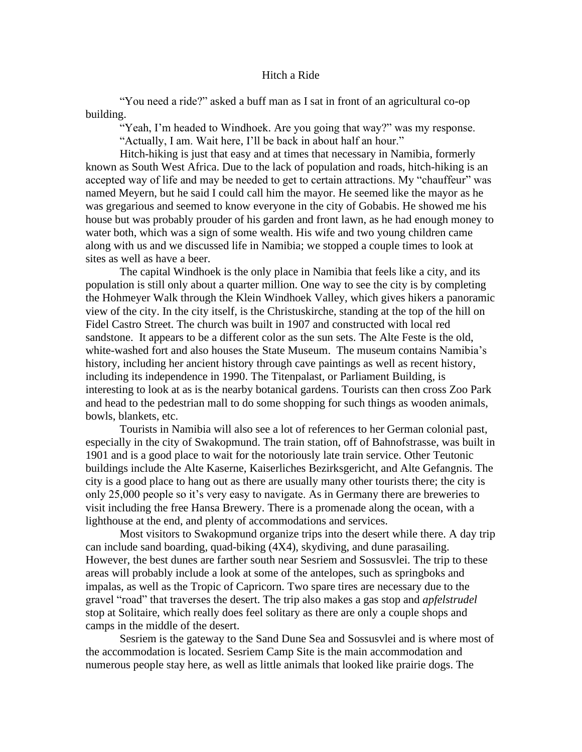# Hitch a Ride

"You need a ride?" asked a buff man as I sat in front of an agricultural co-op building.

"Yeah, I'm headed to Windhoek. Are you going that way?" was my response.

"Actually, I am. Wait here, I'll be back in about half an hour."

Hitch-hiking is just that easy and at times that necessary in Namibia, formerly known as South West Africa. Due to the lack of population and roads, hitch-hiking is an accepted way of life and may be needed to get to certain attractions. My "chauffeur" was named Meyern, but he said I could call him the mayor. He seemed like the mayor as he was gregarious and seemed to know everyone in the city of Gobabis. He showed me his house but was probably prouder of his garden and front lawn, as he had enough money to water both, which was a sign of some wealth. His wife and two young children came along with us and we discussed life in Namibia; we stopped a couple times to look at sites as well as have a beer.

The capital Windhoek is the only place in Namibia that feels like a city, and its population is still only about a quarter million. One way to see the city is by completing the Hohmeyer Walk through the Klein Windhoek Valley, which gives hikers a panoramic view of the city. In the city itself, is the Christuskirche, standing at the top of the hill on Fidel Castro Street. The church was built in 1907 and constructed with local red sandstone. It appears to be a different color as the sun sets. The Alte Feste is the old, white-washed fort and also houses the State Museum. The museum contains Namibia's history, including her ancient history through cave paintings as well as recent history, including its independence in 1990. The Titenpalast, or Parliament Building, is interesting to look at as is the nearby botanical gardens. Tourists can then cross Zoo Park and head to the pedestrian mall to do some shopping for such things as wooden animals, bowls, blankets, etc.

Tourists in Namibia will also see a lot of references to her German colonial past, especially in the city of Swakopmund. The train station, off of Bahnofstrasse, was built in 1901 and is a good place to wait for the notoriously late train service. Other Teutonic buildings include the Alte Kaserne, Kaiserliches Bezirksgericht, and Alte Gefangnis. The city is a good place to hang out as there are usually many other tourists there; the city is only 25,000 people so it's very easy to navigate. As in Germany there are breweries to visit including the free Hansa Brewery. There is a promenade along the ocean, with a lighthouse at the end, and plenty of accommodations and services.

Most visitors to Swakopmund organize trips into the desert while there. A day trip can include sand boarding, quad-biking (4X4), skydiving, and dune parasailing. However, the best dunes are farther south near Sesriem and Sossusvlei. The trip to these areas will probably include a look at some of the antelopes, such as springboks and impalas, as well as the Tropic of Capricorn. Two spare tires are necessary due to the gravel "road" that traverses the desert. The trip also makes a gas stop and *apfelstrudel* stop at Solitaire, which really does feel solitary as there are only a couple shops and camps in the middle of the desert.

Sesriem is the gateway to the Sand Dune Sea and Sossusvlei and is where most of the accommodation is located. Sesriem Camp Site is the main accommodation and numerous people stay here, as well as little animals that looked like prairie dogs. The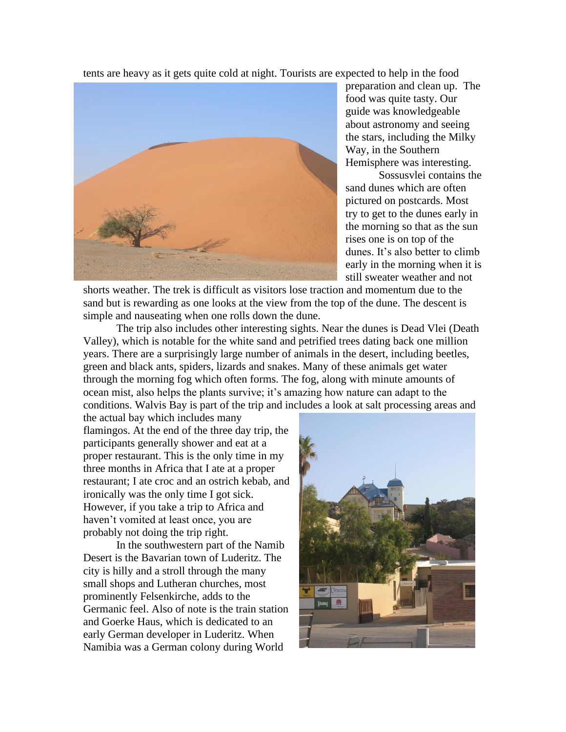tents are heavy as it gets quite cold at night. Tourists are expected to help in the food preparation and clean up. The food was quite tasty. Our guide was knowledgeable about astronomy and seeing the stars, including the Milky Way, in the Southern Hemisphere was interesting.

Sossusvlei contains the sand dunes which are often pictured on postcards. Most try to get to the dunes early in the morning so that as the sun rises one is on top of the dunes. It's also better to climb early in the morning when it is still sweater weather and not shorts weather. The trek is difficult as visitors lose traction and momentum due to the sand but is rewarding as one looks at the view from the top of the dune. The descent is simple and nauseating when one rolls down the dune.

The trip also includes other interesting sights. Near the dunes is Dead Vlei (Death Valley), which is notable for the white sand and petrified trees dating back one million years. There are a surprisingly large number of animals in the desert, including beetles, green and black ants, spiders, lizards and snakes. Many of these animals get water through the morning fog which often forms. The fog, along with minute amounts of ocean mist, also helps the plants survive; it's amazing how nature can adapt to the conditions. Walvis Bay is part of the trip and includes a look at salt processing areas and the actual bay which includes many flamingos. At the end of the three day trip, the participants generally shower and eat at a proper restaurant. This is the only time in my three months in Africa that I ate at a proper restaurant; I ate croc and an ostrich kebab, and ironically was the only time I got sick. However, if you take a trip to Africa and haven't vomited at least once, you are probably not doing the trip right.

In the southwestern part of the Namib Desert is the Bavarian town of Luderitz. The city is hilly and a stroll through the many small shops and Lutheran churches, most prominently Felsenkirche, adds to the Germanic feel. Also of note is the train station and Goerke Haus, which is dedicated to an early German developer in Luderitz. When Namibia was a German colony during World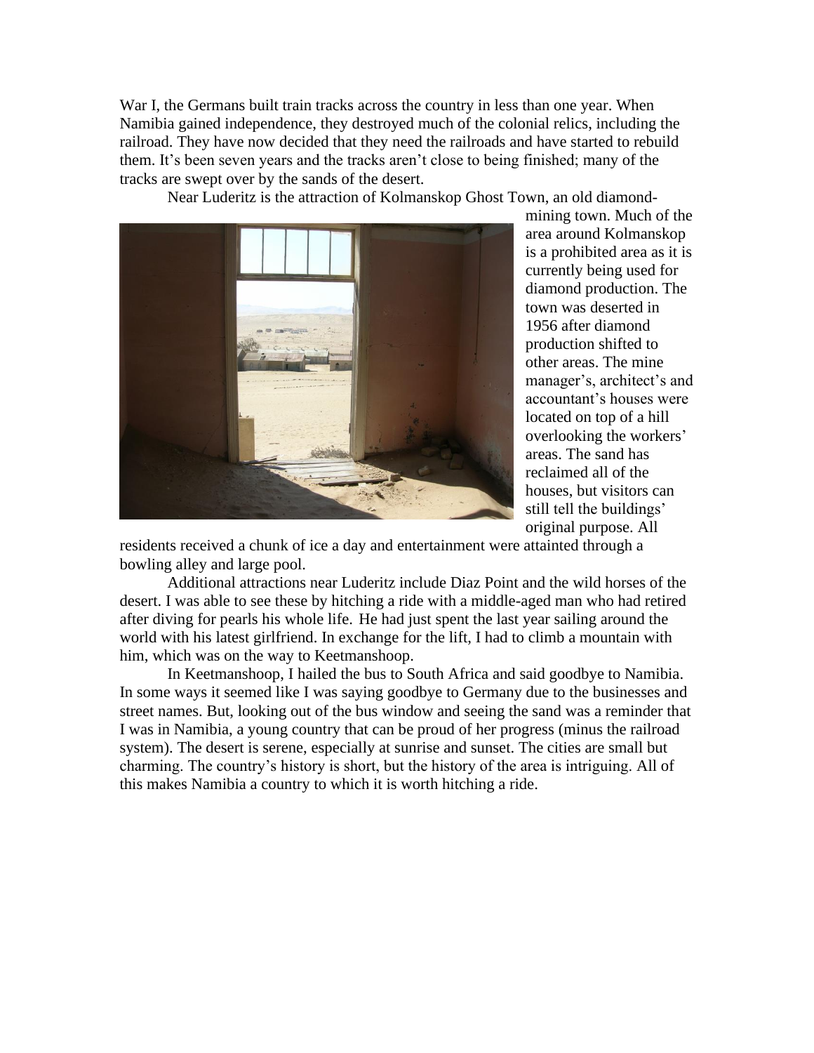War I, the Germans built train tracks across the country in less than one year. When Namibia gained independence, they destroyed much of the colonial relics, including the railroad. They have now decided that they need the railroads and have started to rebuild them. It's been seven years and the tracks aren't close to being finished; many of the tracks are swept over by the sands of the desert.

Near Luderitz is the attraction of Kolmanskop Ghost Town, an old diamond-mining town. Much of the area around Kolmanskop is a prohibited area as it is currently being used for diamond production. The town was deserted in 1956 after diamond production shifted to other areas. The mine manager's, architect's and accountant's houses were located on top of a hill overlooking the workers' areas. The sand has reclaimed all of the houses, but visitors can still tell the buildings' original purpose. All residents received a chunk of ice a day and entertainment were attainted through a bowling alley and large pool.

Additional attractions near Luderitz include Diaz Point and the wild horses of the desert. I was able to see these by hitching a ride with a middle-aged man who had retired after diving for pearls his whole life. He had just spent the last year sailing around the world with his latest girlfriend. In exchange for the lift, I had to climb a mountain with him, which was on the way to Keetmanshoop.

In Keetmanshoop, I hailed the bus to South Africa and said goodbye to Namibia. In some ways it seemed like I was saying goodbye to Germany due to the businesses and street names. But, looking out of the bus window and seeing the sand was a reminder that I was in Namibia, a young country that can be proud of her progress (minus the railroad system). The desert is serene, especially at sunrise and sunset. The cities are small but charming. The country's history is short, but the history of the area is intriguing. All of this makes Namibia a country to which it is worth hitching a ride.